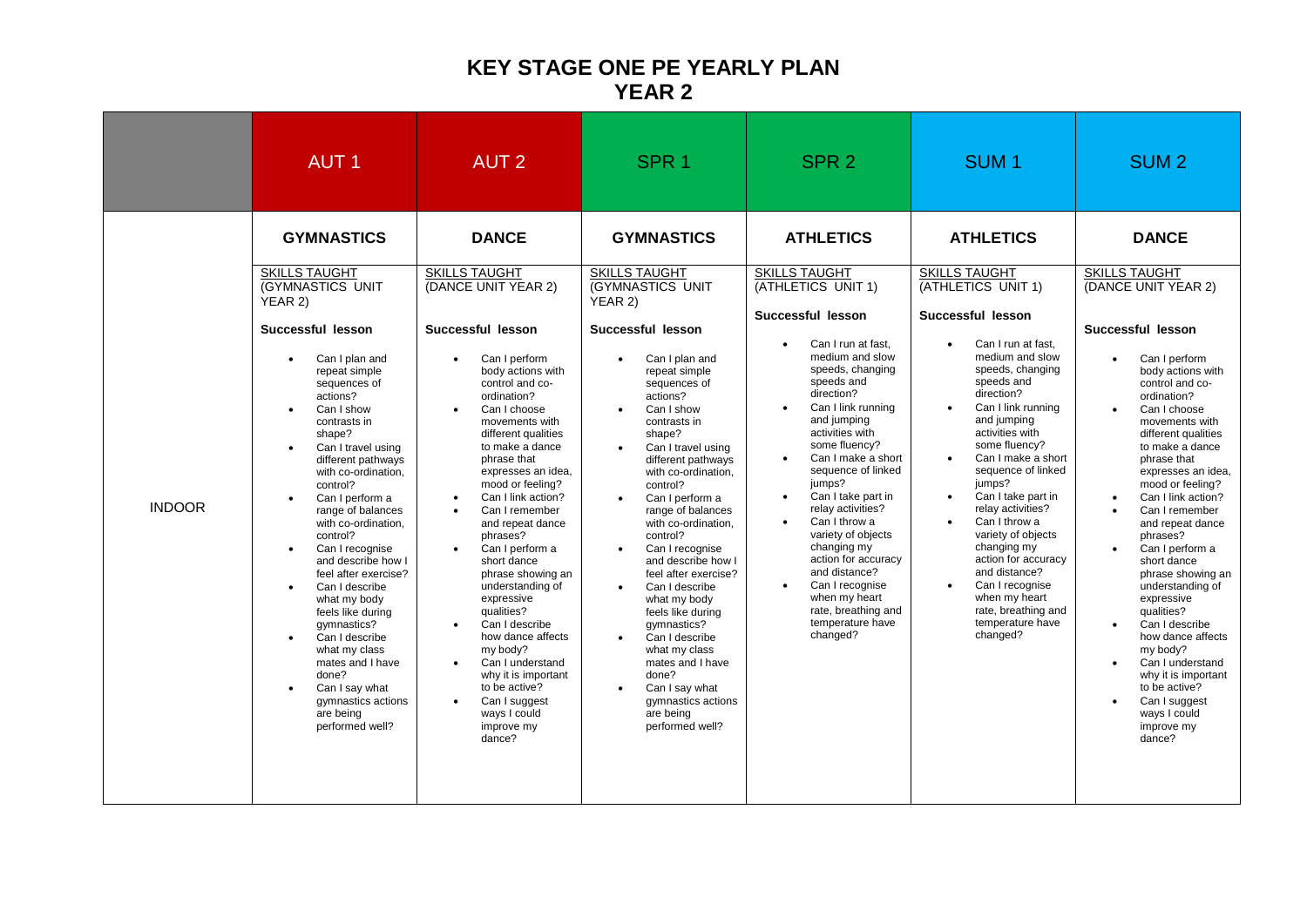# KEY STAGE ONE PE YEARLY PLAN
## YEAR 2

| | AUT 1 | AUT 2 | SPR 1 | SPR 2 | SUM 1 | SUM 2 |
|---|---|---|---|---|---|---|
| | **GYMNASTICS** | **DANCE** | **GYMNASTICS** | **ATHLETICS** | **ATHLETICS** | **DANCE** |
| INDOOR | <u>SKILLS TAUGHT</u> (GYMNASTICS UNIT YEAR 2)<br><br>**Successful lesson**<br><br>• Can I plan and repeat simple sequences of actions?<br>• Can I show contrasts in shape?<br>• Can I travel using different pathways with co-ordination, control?<br>• Can I perform a range of balances with co-ordination, control?<br>• Can I recognise and describe how I feel after exercise?<br>• Can I describe what my body feels like during gymnastics?<br>• Can I describe what my class mates and I have done?<br>• Can I say what gymnastics actions are being performed well? | <u>SKILLS TAUGHT</u> (DANCE UNIT YEAR 2)<br><br>**Successful lesson**<br><br>• Can I perform body actions with control and co-ordination?<br>• Can I choose movements with different qualities to make a dance phrase that expresses an idea, mood or feeling?<br>• Can I link action?<br>• Can I remember and repeat dance phrases?<br>• Can I perform a short dance phrase showing an understanding of expressive qualities?<br>• Can I describe how dance affects my body?<br>• Can I understand why it is important to be active?<br>• Can I suggest ways I could improve my dance? | <u>SKILLS TAUGHT</u> (GYMNASTICS UNIT YEAR 2)<br><br>**Successful lesson**<br><br>• Can I plan and repeat simple sequences of actions?<br>• Can I show contrasts in shape?<br>• Can I travel using different pathways with co-ordination, control?<br>• Can I perform a range of balances with co-ordination, control?<br>• Can I recognise and describe how I feel after exercise?<br>• Can I describe what my body feels like during gymnastics?<br>• Can I describe what my class mates and I have done?<br>• Can I say what gymnastics actions are being performed well? | <u>SKILLS TAUGHT</u> (ATHLETICS UNIT 1)<br><br>**Successful lesson**<br><br>• Can I run at fast, medium and slow speeds, changing speeds and direction?<br>• Can I link running and jumping activities with some fluency?<br>• Can I make a short sequence of linked jumps?<br>• Can I take part in relay activities?<br>• Can I throw a variety of objects changing my action for accuracy and distance?<br>• Can I recognise when my heart rate, breathing and temperature have changed? | <u>SKILLS TAUGHT</u> (ATHLETICS UNIT 1)<br><br>**Successful lesson**<br><br>• Can I run at fast, medium and slow speeds, changing speeds and direction?<br>• Can I link running and jumping activities with some fluency?<br>• Can I make a short sequence of linked jumps?<br>• Can I take part in relay activities?<br>• Can I throw a variety of objects changing my action for accuracy and distance?<br>• Can I recognise when my heart rate, breathing and temperature have changed? | <u>SKILLS TAUGHT</u> (DANCE UNIT YEAR 2)<br><br>**Successful lesson**<br><br>• Can I perform body actions with control and co-ordination?<br>• Can I choose movements with different qualities to make a dance phrase that expresses an idea, mood or feeling?<br>• Can I link action?<br>• Can I remember and repeat dance phrases?<br>• Can I perform a short dance phrase showing an understanding of expressive qualities?<br>• Can I describe how dance affects my body?<br>• Can I understand why it is important to be active?<br>• Can I suggest ways I could improve my dance? |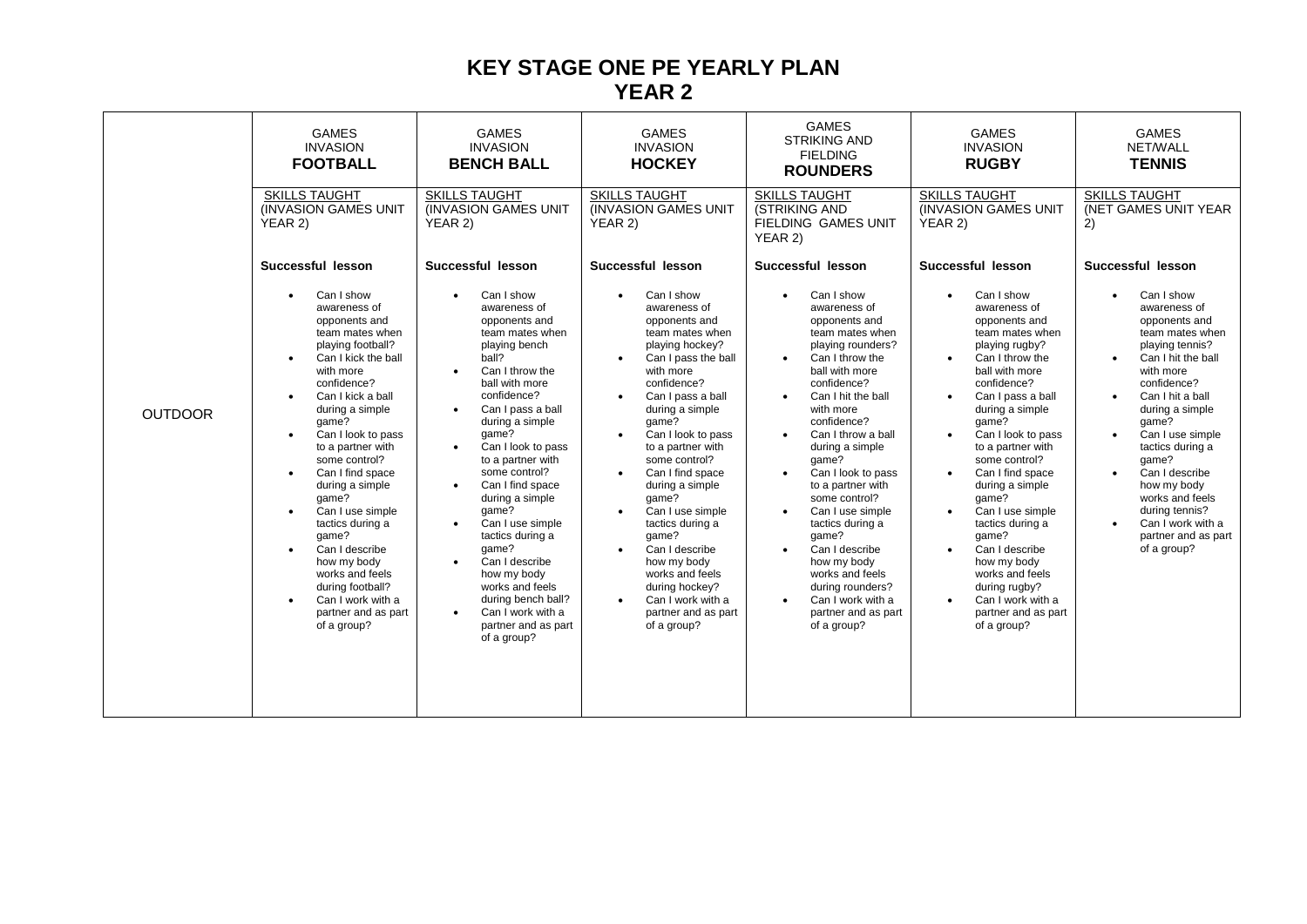# KEY STAGE ONE PE YEARLY PLAN
# YEAR 2

| | GAMES<br>INVASION<br>**FOOTBALL** | GAMES<br>INVASION<br>**BENCH BALL** | GAMES<br>INVASION<br>**HOCKEY** | GAMES<br>STRIKING AND FIELDING<br>**ROUNDERS** | GAMES<br>INVASION<br>**RUGBY** | GAMES<br>NET/WALL<br>**TENNIS** |
|---|---|---|---|---|---|---|
| OUTDOOR | SKILLS TAUGHT (INVASION GAMES UNIT YEAR 2)<br><br>**Successful lesson**<br><br>• Can I show awareness of opponents and team mates when playing football?<br>• Can I kick the ball with more confidence?<br>• Can I kick a ball during a simple game?<br>• Can I look to pass to a partner with some control?<br>• Can I find space during a simple game?<br>• Can I use simple tactics during a game?<br>• Can I describe how my body works and feels during football?<br>• Can I work with a partner and as part of a group? | SKILLS TAUGHT (INVASION GAMES UNIT YEAR 2)<br><br>**Successful lesson**<br><br>• Can I show awareness of opponents and team mates when playing bench ball?<br>• Can I throw the ball with more confidence?<br>• Can I pass a ball during a simple game?<br>• Can I look to pass to a partner with some control?<br>• Can I find space during a simple game?<br>• Can I use simple tactics during a game?<br>• Can I describe how my body works and feels during bench ball?<br>• Can I work with a partner and as part of a group? | SKILLS TAUGHT (INVASION GAMES UNIT YEAR 2)<br><br>**Successful lesson**<br><br>• Can I show awareness of opponents and team mates when playing hockey?<br>• Can I pass the ball with more confidence?<br>• Can I pass a ball during a simple game?<br>• Can I look to pass to a partner with some control?<br>• Can I find space during a simple game?<br>• Can I use simple tactics during a game?<br>• Can I describe how my body works and feels during hockey?<br>• Can I work with a partner and as part of a group? | SKILLS TAUGHT (STRIKING AND FIELDING GAMES UNIT YEAR 2)<br><br>**Successful lesson**<br><br>• Can I show awareness of opponents and team mates when playing rounders?<br>• Can I throw the ball with more confidence?<br>• Can I hit the ball with more confidence?<br>• Can I throw a ball during a simple game?<br>• Can I look to pass to a partner with some control?<br>• Can I use simple tactics during a game?<br>• Can I describe how my body works and feels during rounders?<br>• Can I work with a partner and as part of a group? | SKILLS TAUGHT (INVASION GAMES UNIT YEAR 2)<br><br>**Successful lesson**<br><br>• Can I show awareness of opponents and team mates when playing rugby?<br>• Can I throw the ball with more confidence?<br>• Can I pass a ball during a simple game?<br>• Can I look to pass to a partner with some control?<br>• Can I find space during a simple game?<br>• Can I use simple tactics during a game?<br>• Can I describe how my body works and feels during rugby?<br>• Can I work with a partner and as part of a group? | SKILLS TAUGHT (NET GAMES UNIT YEAR 2)<br><br>**Successful lesson**<br><br>• Can I show awareness of opponents and team mates when playing tennis?<br>• Can I hit the ball with more confidence?<br>• Can I hit a ball during a simple game?<br>• Can I use simple tactics during a game?<br>• Can I describe how my body works and feels during tennis?<br>• Can I work with a partner and as part of a group? |